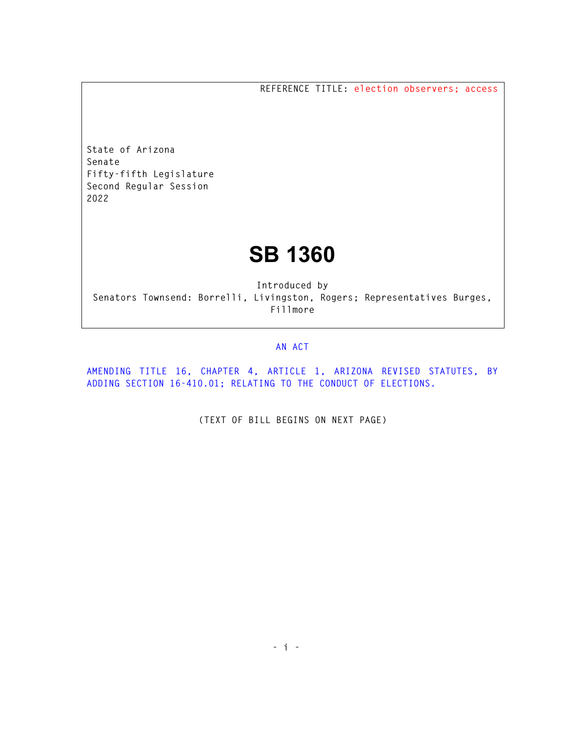REFERENCE TITLE: election observers; access

State of Arizona
Senate
Fifty-fifth Legislature
Second Regular Session
2022

# SB 1360

Introduced by
Senators Townsend: Borrelli, Livingston, Rogers; Representatives Burges, Fillmore

AN ACT

AMENDING TITLE 16, CHAPTER 4, ARTICLE 1, ARIZONA REVISED STATUTES, BY ADDING SECTION 16-410.01; RELATING TO THE CONDUCT OF ELECTIONS.

(TEXT OF BILL BEGINS ON NEXT PAGE)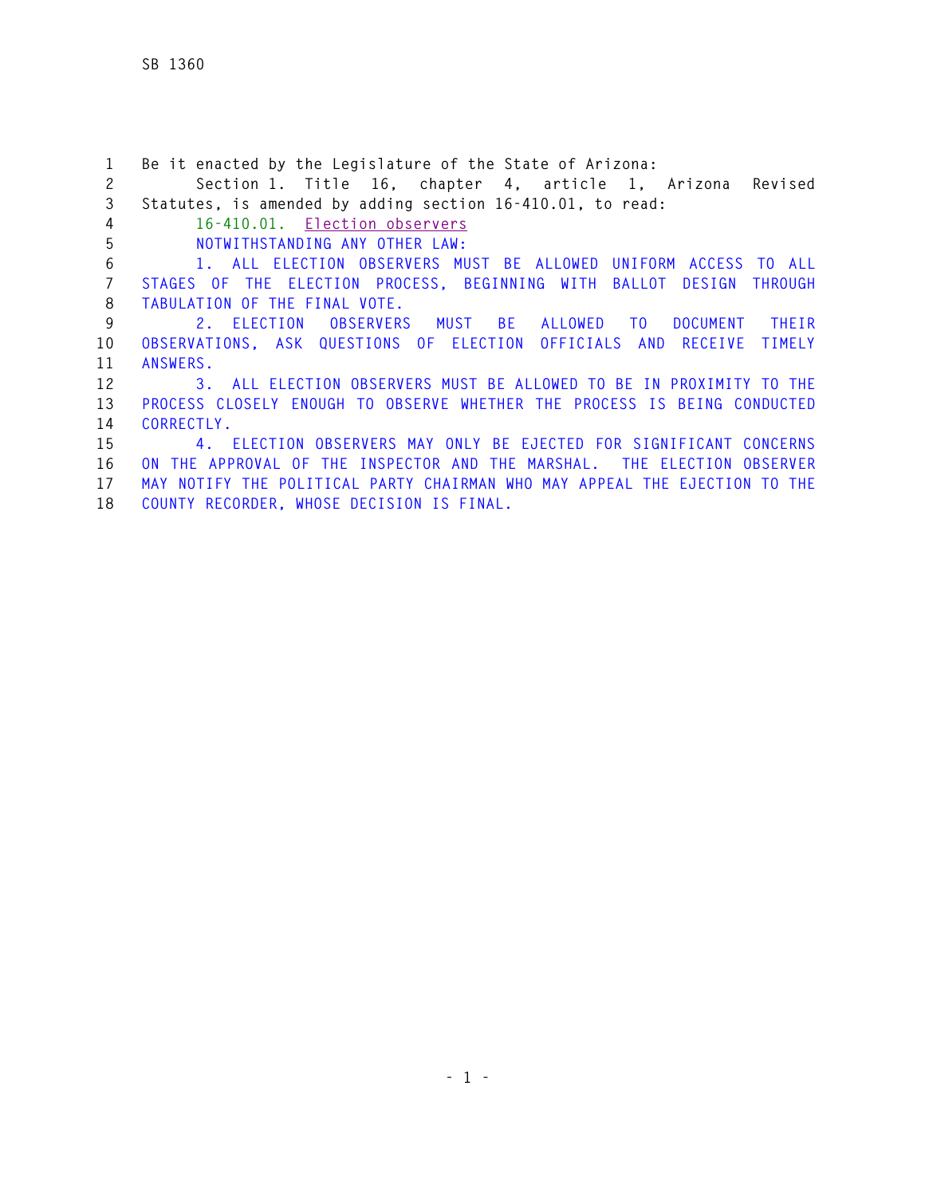Be it enacted by the Legislature of the State of Arizona:

Section 1. Title 16, chapter 4, article 1, Arizona Revised Statutes, is amended by adding section 16-410.01, to read:

16-410.01. Election observers

NOTWITHSTANDING ANY OTHER LAW:

1. ALL ELECTION OBSERVERS MUST BE ALLOWED UNIFORM ACCESS TO ALL STAGES OF THE ELECTION PROCESS, BEGINNING WITH BALLOT DESIGN THROUGH TABULATION OF THE FINAL VOTE.

2. ELECTION OBSERVERS MUST BE ALLOWED TO DOCUMENT THEIR OBSERVATIONS, ASK QUESTIONS OF ELECTION OFFICIALS AND RECEIVE TIMELY ANSWERS.

3. ALL ELECTION OBSERVERS MUST BE ALLOWED TO BE IN PROXIMITY TO THE PROCESS CLOSELY ENOUGH TO OBSERVE WHETHER THE PROCESS IS BEING CONDUCTED CORRECTLY.

4. ELECTION OBSERVERS MAY ONLY BE EJECTED FOR SIGNIFICANT CONCERNS ON THE APPROVAL OF THE INSPECTOR AND THE MARSHAL. THE ELECTION OBSERVER MAY NOTIFY THE POLITICAL PARTY CHAIRMAN WHO MAY APPEAL THE EJECTION TO THE COUNTY RECORDER, WHOSE DECISION IS FINAL.